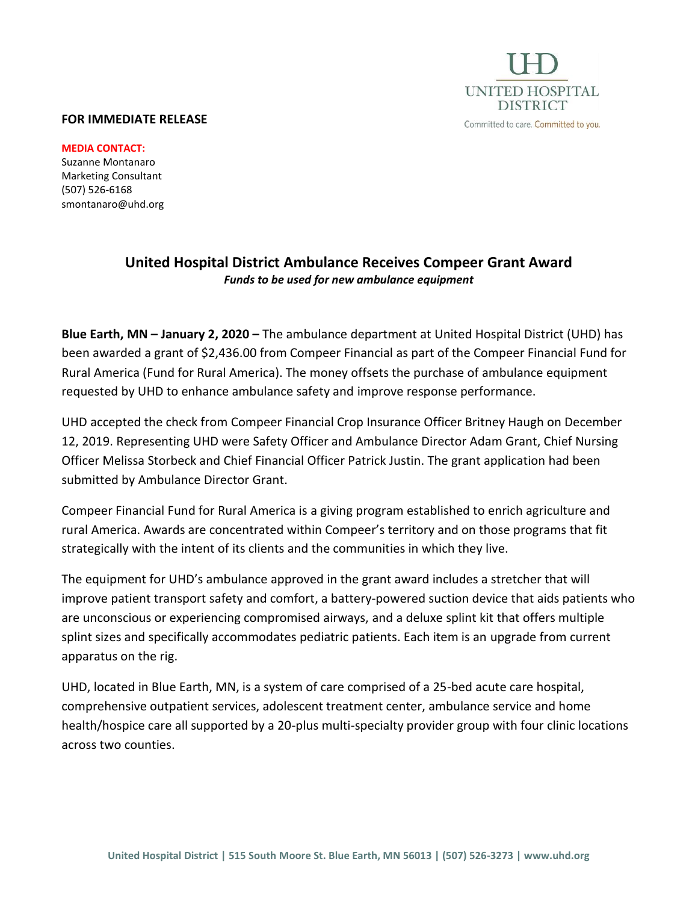UHD
UNITED HOSPITAL DISTRICT
Committed to care. Committed to you.

**FOR IMMEDIATE RELEASE**

**MEDIA CONTACT:**
Suzanne Montanaro
Marketing Consultant
(507) 526-6168
smontanaro@uhd.org

## United Hospital District Ambulance Receives Compeer Grant Award

***Funds to be used for new ambulance equipment***

**Blue Earth, MN – January 2, 2020 –** The ambulance department at United Hospital District (UHD) has been awarded a grant of $2,436.00 from Compeer Financial as part of the Compeer Financial Fund for Rural America (Fund for Rural America). The money offsets the purchase of ambulance equipment requested by UHD to enhance ambulance safety and improve response performance.

UHD accepted the check from Compeer Financial Crop Insurance Officer Britney Haugh on December 12, 2019. Representing UHD were Safety Officer and Ambulance Director Adam Grant, Chief Nursing Officer Melissa Storbeck and Chief Financial Officer Patrick Justin. The grant application had been submitted by Ambulance Director Grant.

Compeer Financial Fund for Rural America is a giving program established to enrich agriculture and rural America. Awards are concentrated within Compeer's territory and on those programs that fit strategically with the intent of its clients and the communities in which they live.

The equipment for UHD's ambulance approved in the grant award includes a stretcher that will improve patient transport safety and comfort, a battery-powered suction device that aids patients who are unconscious or experiencing compromised airways, and a deluxe splint kit that offers multiple splint sizes and specifically accommodates pediatric patients. Each item is an upgrade from current apparatus on the rig.

UHD, located in Blue Earth, MN, is a system of care comprised of a 25-bed acute care hospital, comprehensive outpatient services, adolescent treatment center, ambulance service and home health/hospice care all supported by a 20-plus multi-specialty provider group with four clinic locations across two counties.

**United Hospital District | 515 South Moore St. Blue Earth, MN 56013 | (507) 526-3273 | www.uhd.org**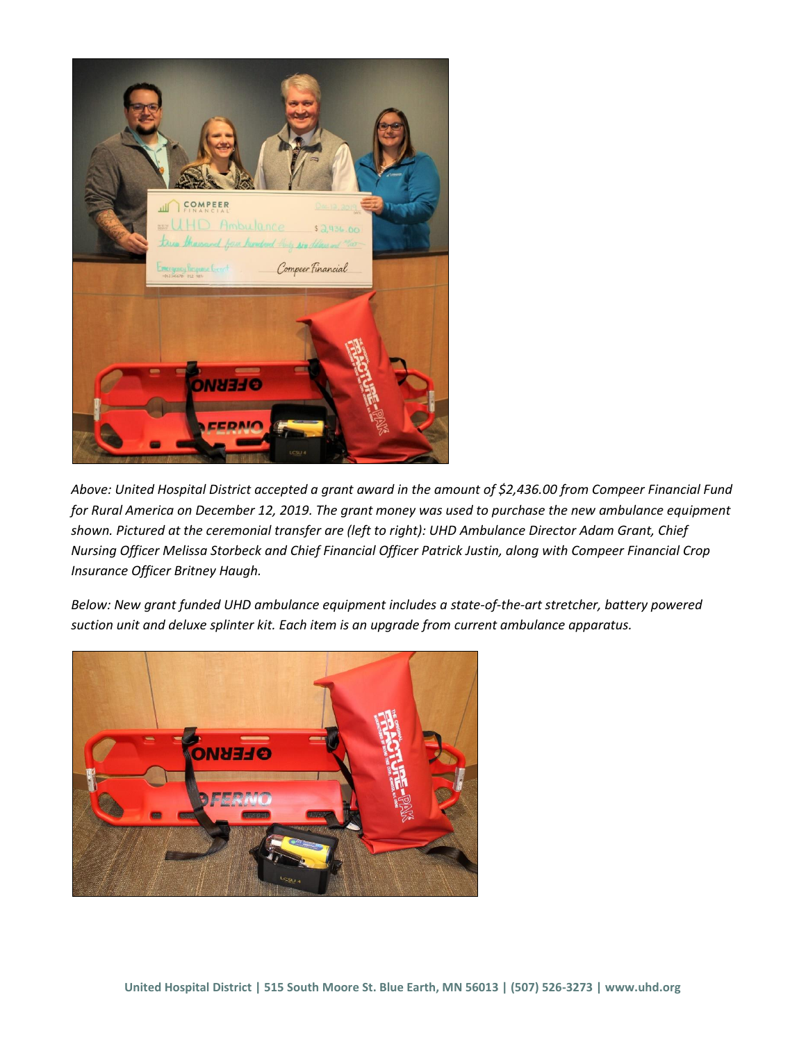*Above: United Hospital District accepted a grant award in the amount of $2,436.00 from Compeer Financial Fund for Rural America on December 12, 2019. The grant money was used to purchase the new ambulance equipment shown. Pictured at the ceremonial transfer are (left to right): UHD Ambulance Director Adam Grant, Chief Nursing Officer Melissa Storbeck and Chief Financial Officer Patrick Justin, along with Compeer Financial Crop Insurance Officer Britney Haugh.*

*Below: New grant funded UHD ambulance equipment includes a state-of-the-art stretcher, battery powered suction unit and deluxe splinter kit. Each item is an upgrade from current ambulance apparatus.*